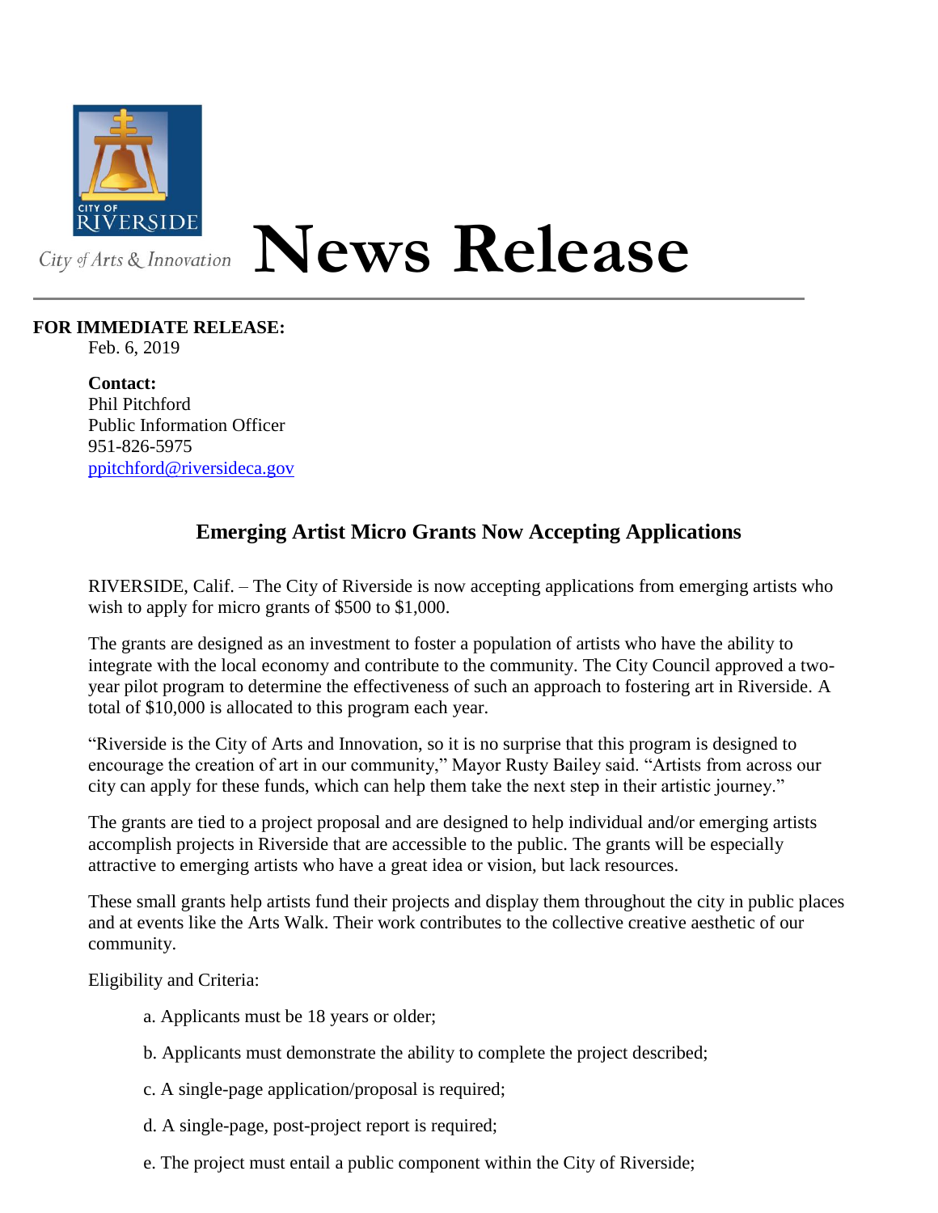City of Arts & Innovation

# News Release

**FOR IMMEDIATE RELEASE:**
Feb. 6, 2019

**Contact:**
Phil Pitchford
Public Information Officer
951-826-5975
ppitchford@riversideca.gov

## Emerging Artist Micro Grants Now Accepting Applications

RIVERSIDE, Calif. – The City of Riverside is now accepting applications from emerging artists who wish to apply for micro grants of $500 to $1,000.

The grants are designed as an investment to foster a population of artists who have the ability to integrate with the local economy and contribute to the community. The City Council approved a two-year pilot program to determine the effectiveness of such an approach to fostering art in Riverside. A total of $10,000 is allocated to this program each year.

"Riverside is the City of Arts and Innovation, so it is no surprise that this program is designed to encourage the creation of art in our community," Mayor Rusty Bailey said. "Artists from across our city can apply for these funds, which can help them take the next step in their artistic journey."

The grants are tied to a project proposal and are designed to help individual and/or emerging artists accomplish projects in Riverside that are accessible to the public. The grants will be especially attractive to emerging artists who have a great idea or vision, but lack resources.

These small grants help artists fund their projects and display them throughout the city in public places and at events like the Arts Walk. Their work contributes to the collective creative aesthetic of our community.

Eligibility and Criteria:

a. Applicants must be 18 years or older;

b. Applicants must demonstrate the ability to complete the project described;

c. A single-page application/proposal is required;

d. A single-page, post-project report is required;

e. The project must entail a public component within the City of Riverside;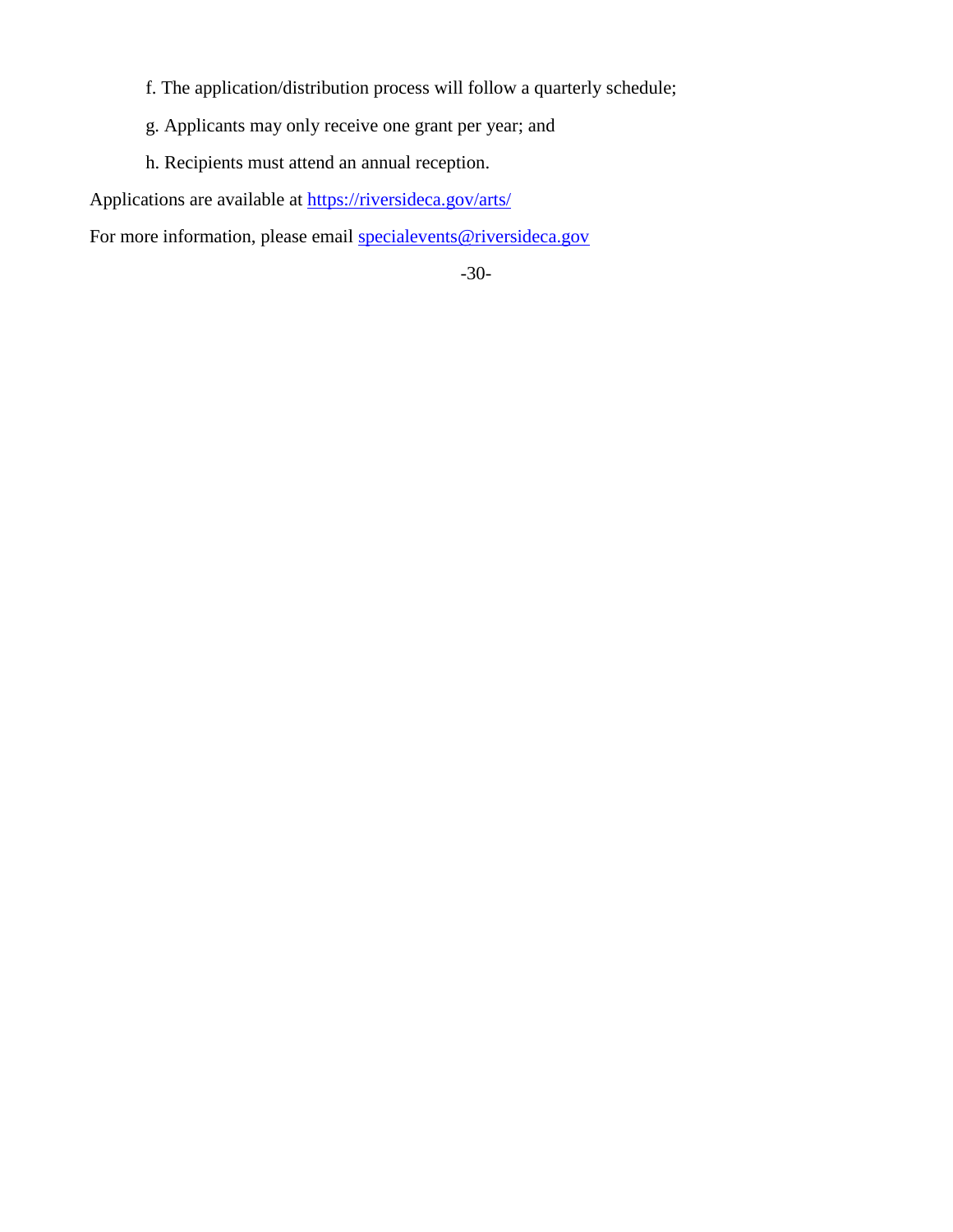f. The application/distribution process will follow a quarterly schedule;

g. Applicants may only receive one grant per year; and

h. Recipients must attend an annual reception.

Applications are available at [https://riversideca.gov/arts/](https://riversideca.gov/arts/)

For more information, please email [specialevents@riversideca.gov](mailto:specialevents@riversideca.gov)

-30-